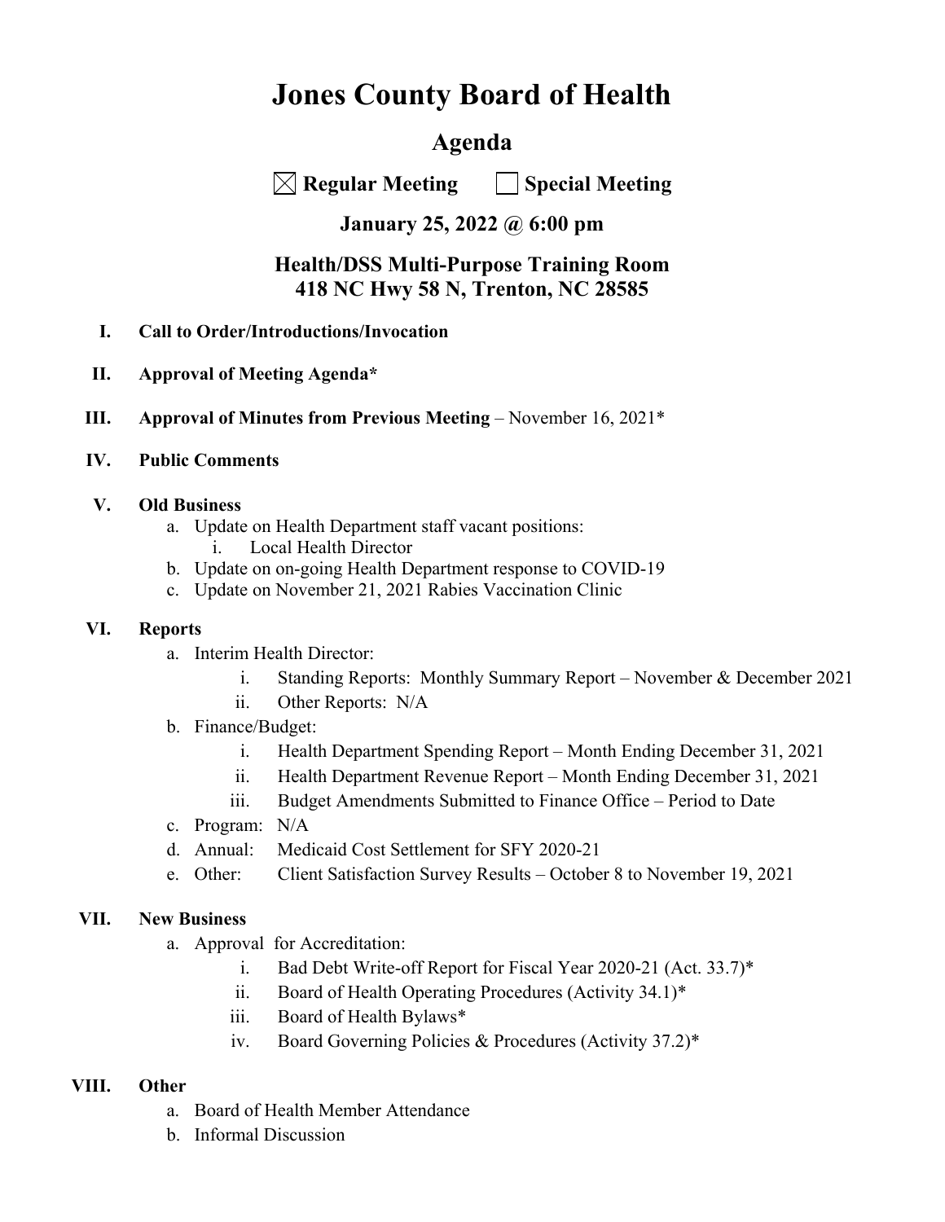# Jones County Board of Health

## Agenda

☒ **Regular Meeting** ☐ **Special Meeting**

### January 25, 2022 @ 6:00 pm

### Health/DSS Multi-Purpose Training Room
### 418 NC Hwy 58 N, Trenton, NC 28585

**I. Call to Order/Introductions/Invocation**

**II. Approval of Meeting Agenda***

**III. Approval of Minutes from Previous Meeting** – November 16, 2021*

**IV. Public Comments**

**V. Old Business**

- a. Update on Health Department staff vacant positions:
  - i. Local Health Director
- b. Update on on-going Health Department response to COVID-19
- c. Update on November 21, 2021 Rabies Vaccination Clinic

**VI. Reports**

- a. Interim Health Director:
  - i. Standing Reports: Monthly Summary Report – November & December 2021
  - ii. Other Reports: N/A
- b. Finance/Budget:
  - i. Health Department Spending Report – Month Ending December 31, 2021
  - ii. Health Department Revenue Report – Month Ending December 31, 2021
  - iii. Budget Amendments Submitted to Finance Office – Period to Date
- c. Program: N/A
- d. Annual: Medicaid Cost Settlement for SFY 2020-21
- e. Other: Client Satisfaction Survey Results – October 8 to November 19, 2021

**VII. New Business**

- a. Approval for Accreditation:
  - i. Bad Debt Write-off Report for Fiscal Year 2020-21 (Act. 33.7)*
  - ii. Board of Health Operating Procedures (Activity 34.1)*
  - iii. Board of Health Bylaws*
  - iv. Board Governing Policies & Procedures (Activity 37.2)*

**VIII. Other**

- a. Board of Health Member Attendance
- b. Informal Discussion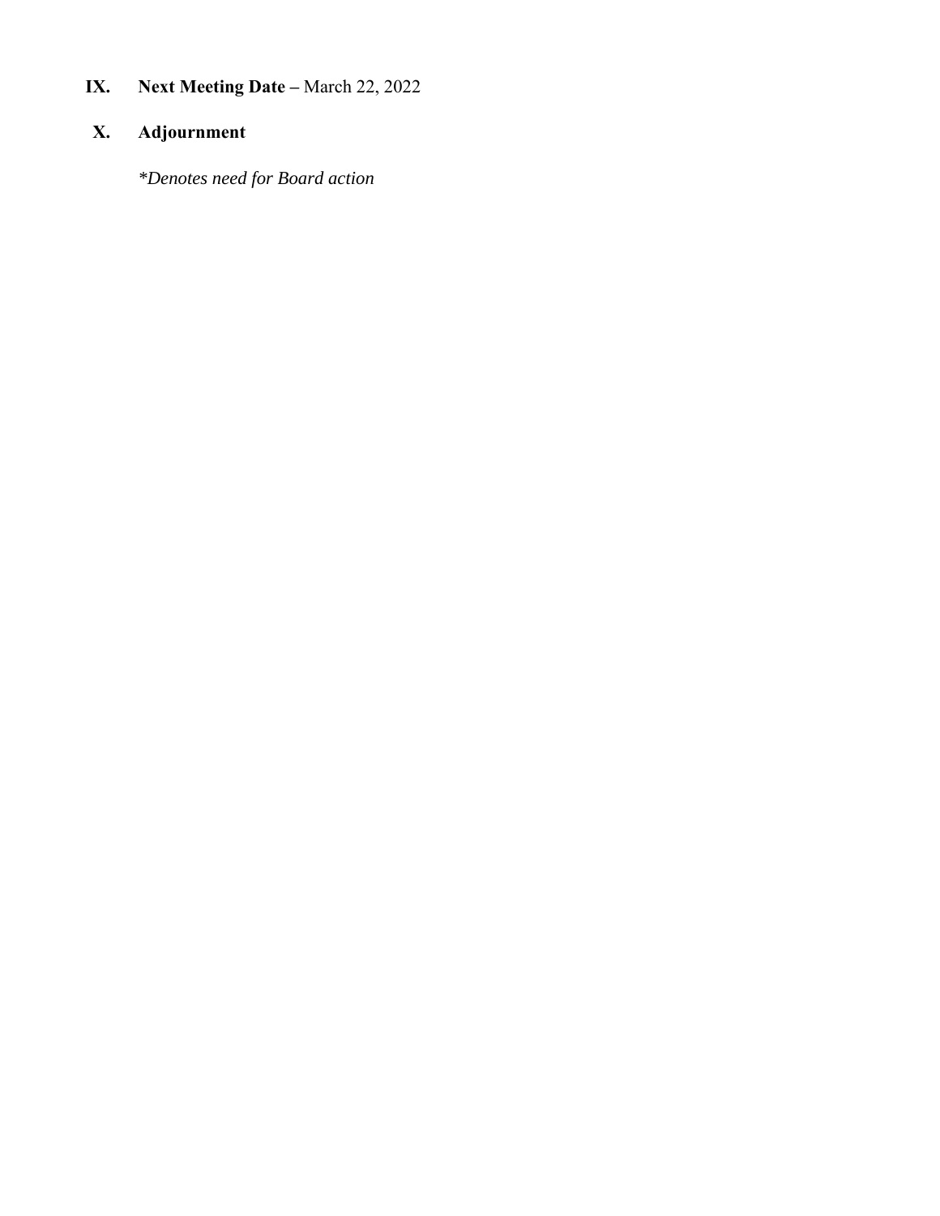**IX. Next Meeting Date –** March 22, 2022

**X. Adjournment**

*\*Denotes need for Board action*